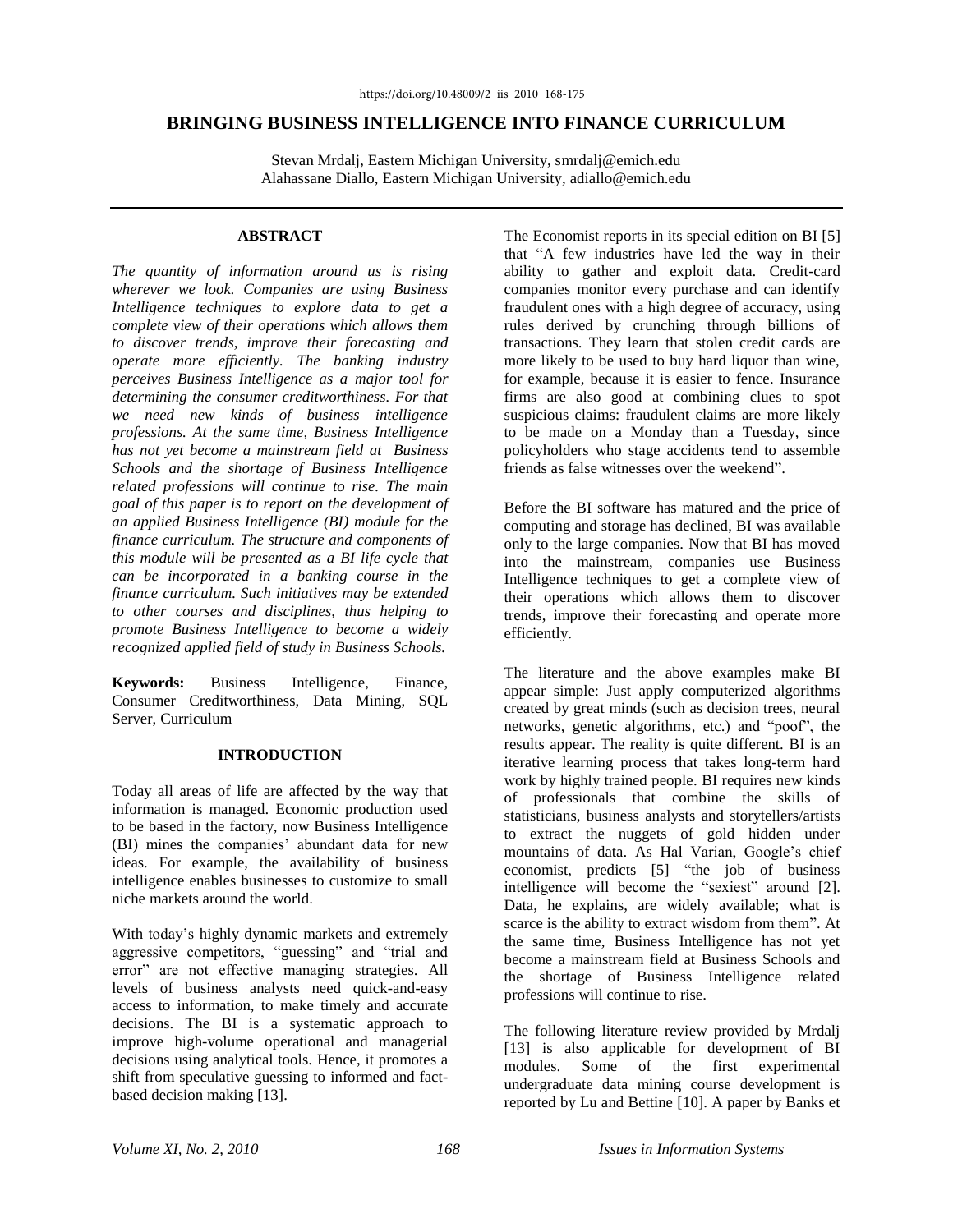https://doi.org/10.48009/2_iis_2010_168-175

# BRINGING BUSINESS INTELLIGENCE INTO FINANCE CURRICULUM

Stevan Mrdalj, Eastern Michigan University, smrdalj@emich.edu
Alahassane Diallo, Eastern Michigan University, adiallo@emich.edu

## ABSTRACT

*The quantity of information around us is rising wherever we look. Companies are using Business Intelligence techniques to explore data to get a complete view of their operations which allows them to discover trends, improve their forecasting and operate more efficiently. The banking industry perceives Business Intelligence as a major tool for determining the consumer creditworthiness. For that we need new kinds of business intelligence professions. At the same time, Business Intelligence has not yet become a mainstream field at Business Schools and the shortage of Business Intelligence related professions will continue to rise. The main goal of this paper is to report on the development of an applied Business Intelligence (BI) module for the finance curriculum. The structure and components of this module will be presented as a BI life cycle that can be incorporated in a banking course in the finance curriculum. Such initiatives may be extended to other courses and disciplines, thus helping to promote Business Intelligence to become a widely recognized applied field of study in Business Schools.*

**Keywords:** Business Intelligence, Finance, Consumer Creditworthiness, Data Mining, SQL Server, Curriculum

## INTRODUCTION

Today all areas of life are affected by the way that information is managed. Economic production used to be based in the factory, now Business Intelligence (BI) mines the companies' abundant data for new ideas. For example, the availability of business intelligence enables businesses to customize to small niche markets around the world.

With today's highly dynamic markets and extremely aggressive competitors, "guessing" and "trial and error" are not effective managing strategies. All levels of business analysts need quick-and-easy access to information, to make timely and accurate decisions. The BI is a systematic approach to improve high-volume operational and managerial decisions using analytical tools. Hence, it promotes a shift from speculative guessing to informed and fact-based decision making [13].

The Economist reports in its special edition on BI [5] that "A few industries have led the way in their ability to gather and exploit data. Credit-card companies monitor every purchase and can identify fraudulent ones with a high degree of accuracy, using rules derived by crunching through billions of transactions. They learn that stolen credit cards are more likely to be used to buy hard liquor than wine, for example, because it is easier to fence. Insurance firms are also good at combining clues to spot suspicious claims: fraudulent claims are more likely to be made on a Monday than a Tuesday, since policyholders who stage accidents tend to assemble friends as false witnesses over the weekend".

Before the BI software has matured and the price of computing and storage has declined, BI was available only to the large companies. Now that BI has moved into the mainstream, companies use Business Intelligence techniques to get a complete view of their operations which allows them to discover trends, improve their forecasting and operate more efficiently.

The literature and the above examples make BI appear simple: Just apply computerized algorithms created by great minds (such as decision trees, neural networks, genetic algorithms, etc.) and "poof", the results appear. The reality is quite different. BI is an iterative learning process that takes long-term hard work by highly trained people. BI requires new kinds of professionals that combine the skills of statisticians, business analysts and storytellers/artists to extract the nuggets of gold hidden under mountains of data. As Hal Varian, Google's chief economist, predicts [5] "the job of business intelligence will become the "sexiest" around [2]. Data, he explains, are widely available; what is scarce is the ability to extract wisdom from them". At the same time, Business Intelligence has not yet become a mainstream field at Business Schools and the shortage of Business Intelligence related professions will continue to rise.

The following literature review provided by Mrdalj [13] is also applicable for development of BI modules. Some of the first experimental undergraduate data mining course development is reported by Lu and Bettine [10]. A paper by Banks et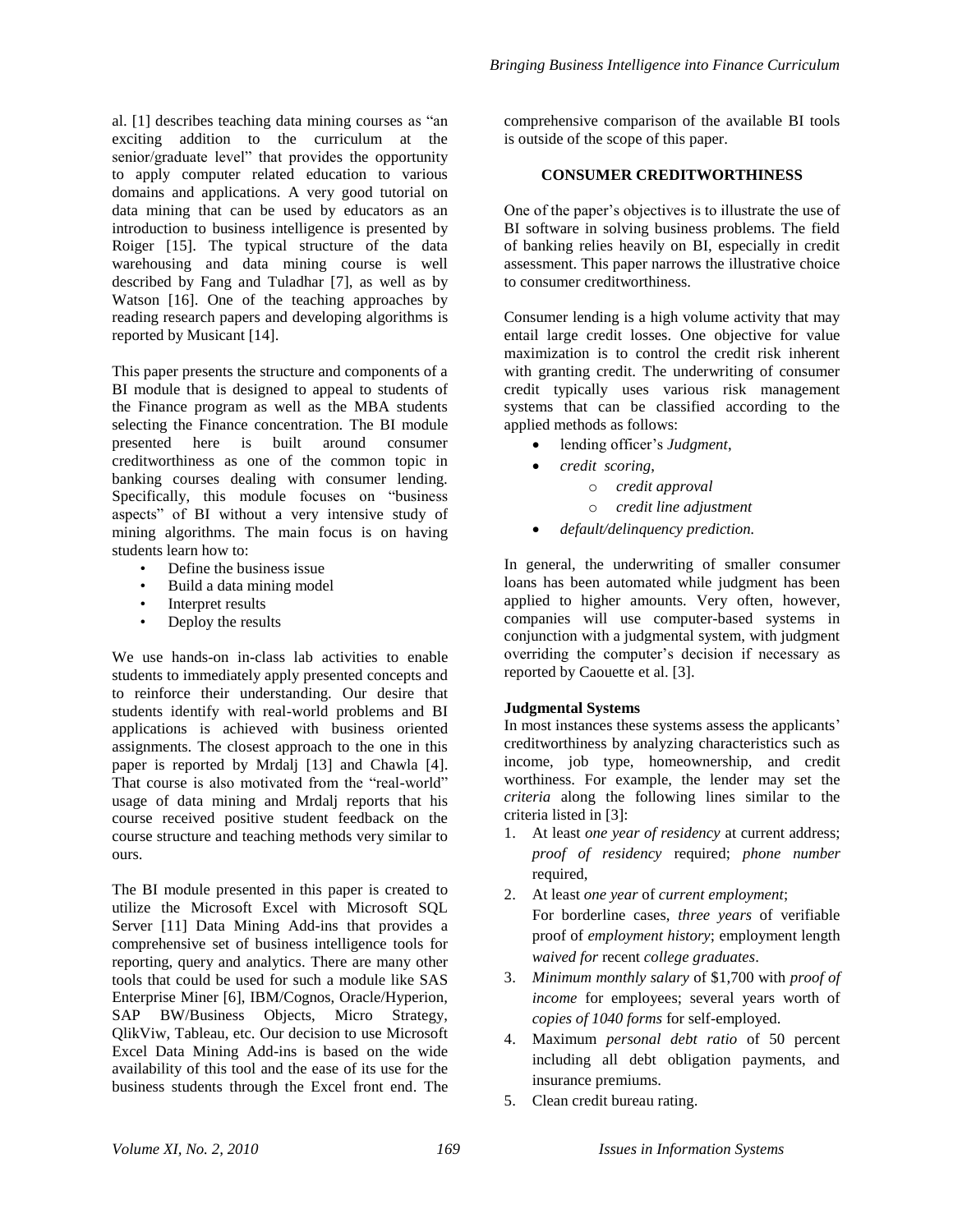al. [1] describes teaching data mining courses as "an exciting addition to the curriculum at the senior/graduate level" that provides the opportunity to apply computer related education to various domains and applications. A very good tutorial on data mining that can be used by educators as an introduction to business intelligence is presented by Roiger [15]. The typical structure of the data warehousing and data mining course is well described by Fang and Tuladhar [7], as well as by Watson [16]. One of the teaching approaches by reading research papers and developing algorithms is reported by Musicant [14].

This paper presents the structure and components of a BI module that is designed to appeal to students of the Finance program as well as the MBA students selecting the Finance concentration. The BI module presented here is built around consumer creditworthiness as one of the common topic in banking courses dealing with consumer lending. Specifically, this module focuses on "business aspects" of BI without a very intensive study of mining algorithms. The main focus is on having students learn how to:

- Define the business issue
- Build a data mining model
- Interpret results
- Deploy the results

We use hands-on in-class lab activities to enable students to immediately apply presented concepts and to reinforce their understanding. Our desire that students identify with real-world problems and BI applications is achieved with business oriented assignments. The closest approach to the one in this paper is reported by Mrdalj [13] and Chawla [4]. That course is also motivated from the "real-world" usage of data mining and Mrdalj reports that his course received positive student feedback on the course structure and teaching methods very similar to ours.

The BI module presented in this paper is created to utilize the Microsoft Excel with Microsoft SQL Server [11] Data Mining Add-ins that provides a comprehensive set of business intelligence tools for reporting, query and analytics. There are many other tools that could be used for such a module like SAS Enterprise Miner [6], IBM/Cognos, Oracle/Hyperion, SAP BW/Business Objects, Micro Strategy, QlikViw, Tableau, etc. Our decision to use Microsoft Excel Data Mining Add-ins is based on the wide availability of this tool and the ease of its use for the business students through the Excel front end. The comprehensive comparison of the available BI tools is outside of the scope of this paper.

## CONSUMER CREDITWORTHINESS

One of the paper's objectives is to illustrate the use of BI software in solving business problems. The field of banking relies heavily on BI, especially in credit assessment. This paper narrows the illustrative choice to consumer creditworthiness.

Consumer lending is a high volume activity that may entail large credit losses. One objective for value maximization is to control the credit risk inherent with granting credit. The underwriting of consumer credit typically uses various risk management systems that can be classified according to the applied methods as follows:

- lending officer's *Judgment*,
- *credit scoring*,
  - *credit approval*
  - *credit line adjustment*
- *default/delinquency prediction.*

In general, the underwriting of smaller consumer loans has been automated while judgment has been applied to higher amounts. Very often, however, companies will use computer-based systems in conjunction with a judgmental system, with judgment overriding the computer's decision if necessary as reported by Caouette et al. [3].

### Judgmental Systems

In most instances these systems assess the applicants' creditworthiness by analyzing characteristics such as income, job type, homeownership, and credit worthiness. For example, the lender may set the *criteria* along the following lines similar to the criteria listed in [3]:

1. At least *one year of residency* at current address; *proof of residency* required; *phone number* required,
2. At least *one year* of *current employment*; For borderline cases, *three years* of verifiable proof of *employment history*; employment length *waived for* recent *college graduates*.
3. *Minimum monthly salary* of $1,700 with *proof of income* for employees; several years worth of *copies of 1040 forms* for self-employed.
4. Maximum *personal debt ratio* of 50 percent including all debt obligation payments, and insurance premiums.
5. Clean credit bureau rating.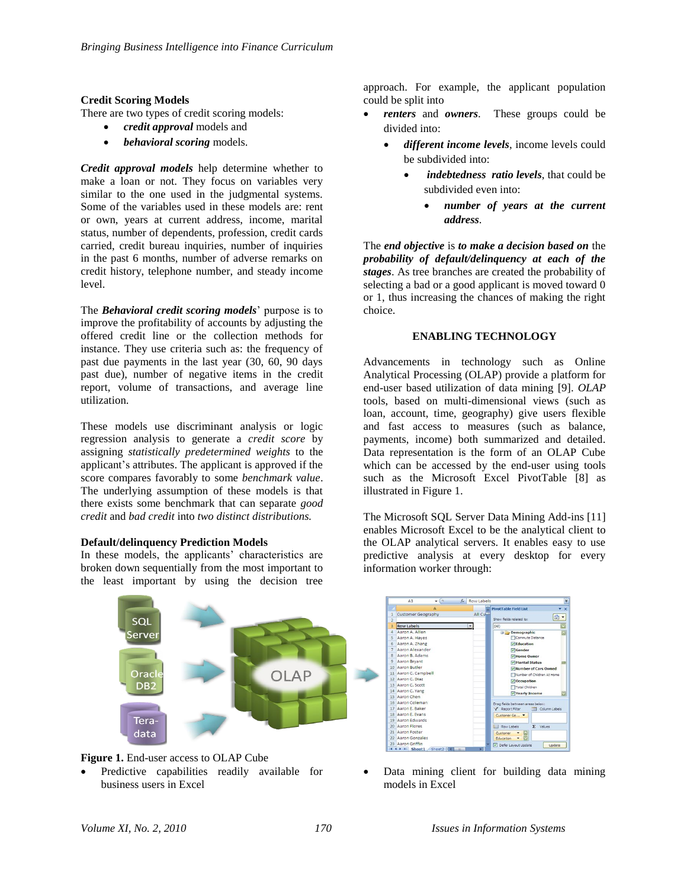**Credit Scoring Models**

There are two types of credit scoring models:

- ***credit approval*** models and
- ***behavioral scoring*** models.

***Credit approval models*** help determine whether to make a loan or not. They focus on variables very similar to the one used in the judgmental systems. Some of the variables used in these models are: rent or own, years at current address, income, marital status, number of dependents, profession, credit cards carried, credit bureau inquiries, number of inquiries in the past 6 months, number of adverse remarks on credit history, telephone number, and steady income level.

The ***Behavioral credit scoring models***' purpose is to improve the profitability of accounts by adjusting the offered credit line or the collection methods for instance. They use criteria such as: the frequency of past due payments in the last year (30, 60, 90 days past due), number of negative items in the credit report, volume of transactions, and average line utilization.

These models use discriminant analysis or logic regression analysis to generate a *credit score* by assigning *statistically predetermined weights* to the applicant's attributes. The applicant is approved if the score compares favorably to some *benchmark value*. The underlying assumption of these models is that there exists some benchmark that can separate *good credit* and *bad credit* into *two distinct distributions.*

**Default/delinquency Prediction Models**

In these models, the applicants' characteristics are broken down sequentially from the most important to the least important by using the decision tree approach. For example, the applicant population could be split into

- ***renters*** and ***owners***. These groups could be divided into:
  - ***different income levels***, income levels could be subdivided into:
    - ***indebtedness ratio levels***, that could be subdivided even into:
      - ***number of years at the current address***.

The ***end objective*** is ***to make a decision based on*** the ***probability of default/delinquency at each of the stages***. As tree branches are created the probability of selecting a bad or a good applicant is moved toward 0 or 1, thus increasing the chances of making the right choice.

## ENABLING TECHNOLOGY

Advancements in technology such as Online Analytical Processing (OLAP) provide a platform for end-user based utilization of data mining [9]. *OLAP* tools, based on multi-dimensional views (such as loan, account, time, geography) give users flexible and fast access to measures (such as balance, payments, income) both summarized and detailed. Data representation is the form of an OLAP Cube which can be accessed by the end-user using tools such as the Microsoft Excel PivotTable [8] as illustrated in Figure 1.

The Microsoft SQL Server Data Mining Add-ins [11] enables Microsoft Excel to be the analytical client to the OLAP analytical servers. It enables easy to use predictive analysis at every desktop for every information worker through:

**Figure 1.** End-user access to OLAP Cube

- Predictive capabilities readily available for business users in Excel
- Data mining client for building data mining models in Excel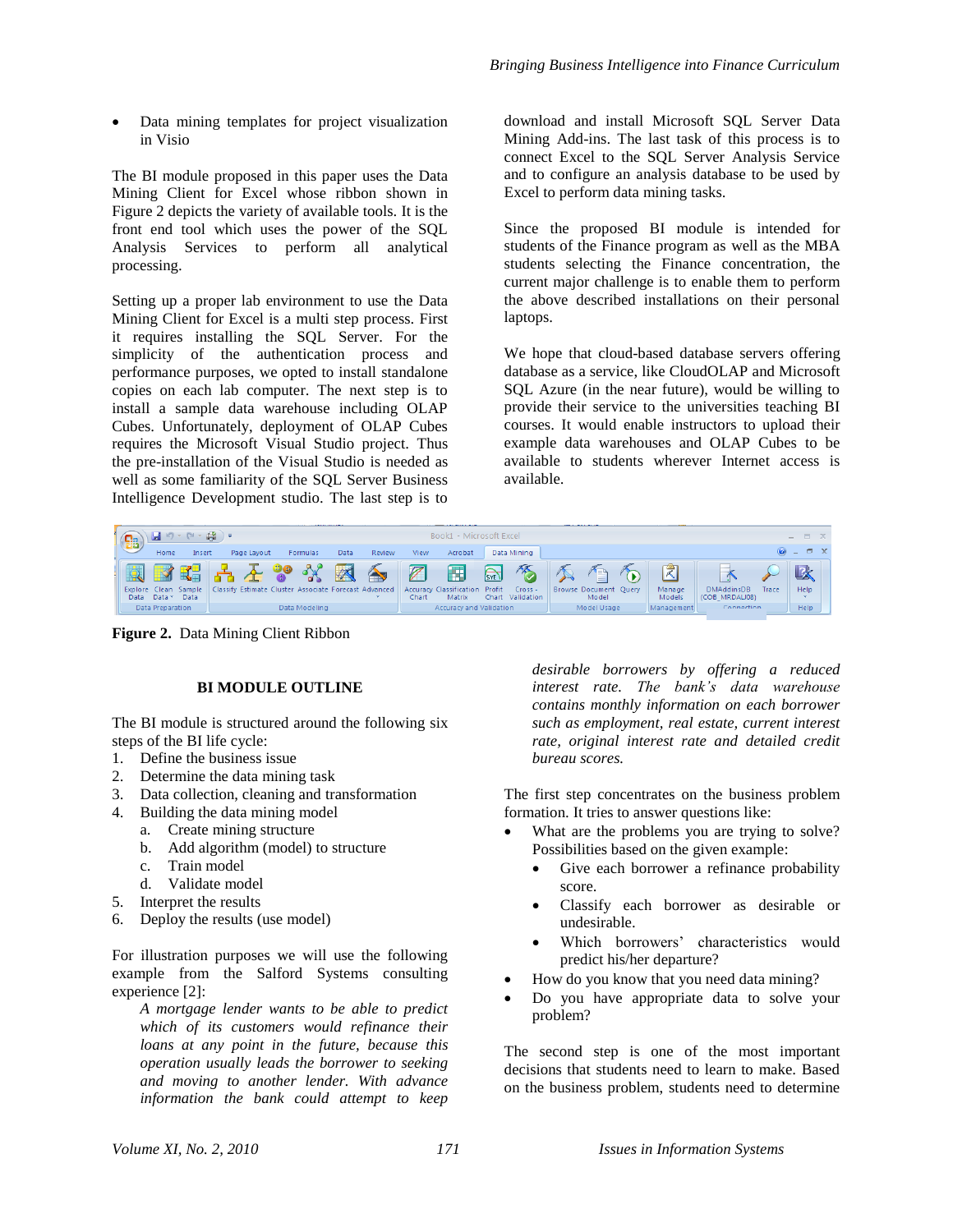- Data mining templates for project visualization in Visio

The BI module proposed in this paper uses the Data Mining Client for Excel whose ribbon shown in Figure 2 depicts the variety of available tools. It is the front end tool which uses the power of the SQL Analysis Services to perform all analytical processing.

Setting up a proper lab environment to use the Data Mining Client for Excel is a multi step process. First it requires installing the SQL Server. For the simplicity of the authentication process and performance purposes, we opted to install standalone copies on each lab computer. The next step is to install a sample data warehouse including OLAP Cubes. Unfortunately, deployment of OLAP Cubes requires the Microsoft Visual Studio project. Thus the pre-installation of the Visual Studio is needed as well as some familiarity of the SQL Server Business Intelligence Development studio. The last step is to download and install Microsoft SQL Server Data Mining Add-ins. The last task of this process is to connect Excel to the SQL Server Analysis Service and to configure an analysis database to be used by Excel to perform data mining tasks.

Since the proposed BI module is intended for students of the Finance program as well as the MBA students selecting the Finance concentration, the current major challenge is to enable them to perform the above described installations on their personal laptops.

We hope that cloud-based database servers offering database as a service, like CloudOLAP and Microsoft SQL Azure (in the near future), would be willing to provide their service to the universities teaching BI courses. It would enable instructors to upload their example data warehouses and OLAP Cubes to be available to students wherever Internet access is available.

**Figure 2.** Data Mining Client Ribbon

## BI MODULE OUTLINE

The BI module is structured around the following six steps of the BI life cycle:

1. Define the business issue
2. Determine the data mining task
3. Data collection, cleaning and transformation
4. Building the data mining model
   a. Create mining structure
   b. Add algorithm (model) to structure
   c. Train model
   d. Validate model
5. Interpret the results
6. Deploy the results (use model)

For illustration purposes we will use the following example from the Salford Systems consulting experience [2]:

> *A mortgage lender wants to be able to predict which of its customers would refinance their loans at any point in the future, because this operation usually leads the borrower to seeking and moving to another lender. With advance information the bank could attempt to keep desirable borrowers by offering a reduced interest rate. The bank's data warehouse contains monthly information on each borrower such as employment, real estate, current interest rate, original interest rate and detailed credit bureau scores.*

The first step concentrates on the business problem formation. It tries to answer questions like:

- What are the problems you are trying to solve? Possibilities based on the given example:
  - Give each borrower a refinance probability score.
  - Classify each borrower as desirable or undesirable.
  - Which borrowers' characteristics would predict his/her departure?
- How do you know that you need data mining?
- Do you have appropriate data to solve your problem?

The second step is one of the most important decisions that students need to learn to make. Based on the business problem, students need to determine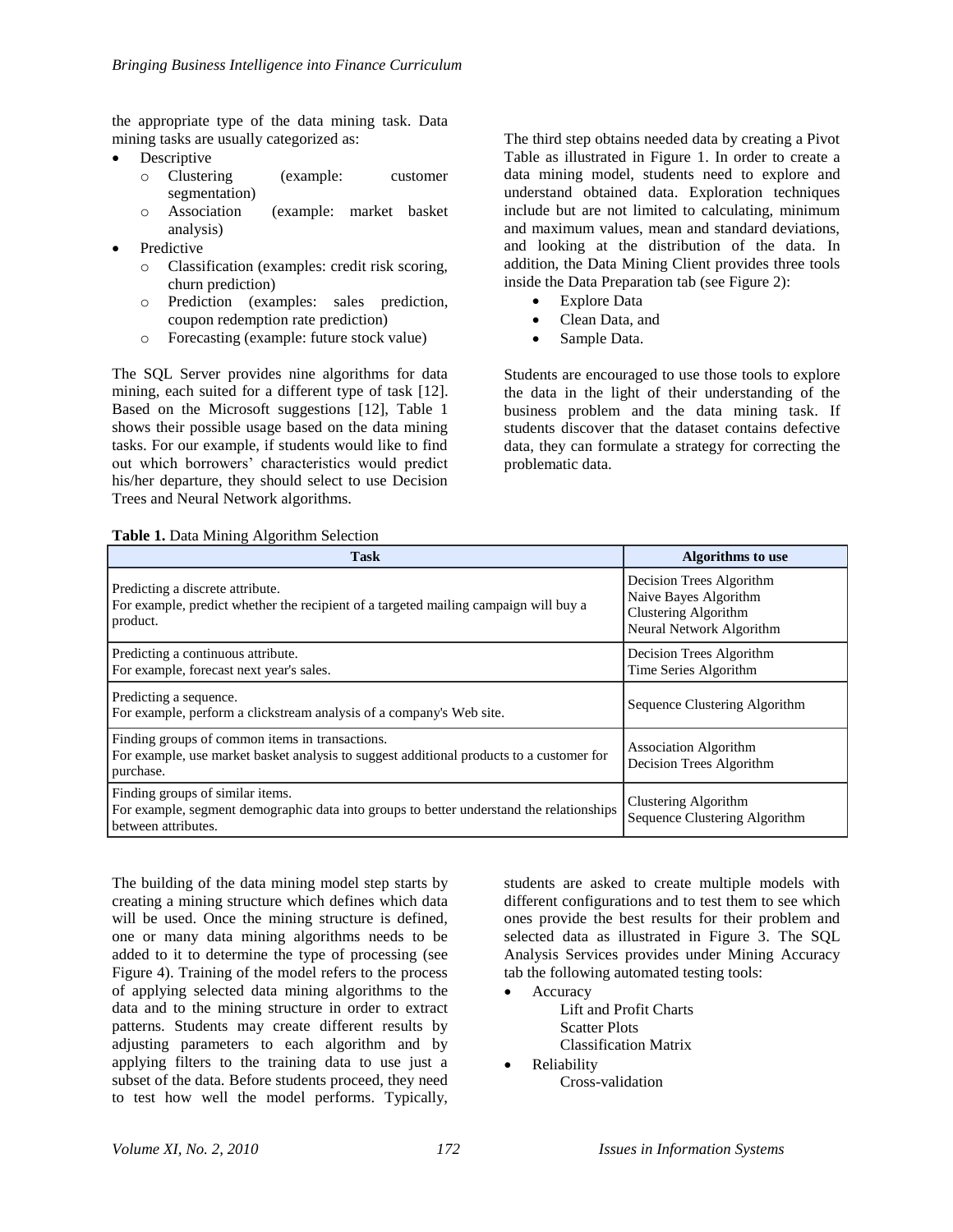the appropriate type of the data mining task. Data mining tasks are usually categorized as:

- Descriptive
  - Clustering (example: customer segmentation)
  - Association (example: market basket analysis)
- Predictive
  - Classification (examples: credit risk scoring, churn prediction)
  - Prediction (examples: sales prediction, coupon redemption rate prediction)
  - Forecasting (example: future stock value)

The SQL Server provides nine algorithms for data mining, each suited for a different type of task [12]. Based on the Microsoft suggestions [12], Table 1 shows their possible usage based on the data mining tasks. For our example, if students would like to find out which borrowers' characteristics would predict his/her departure, they should select to use Decision Trees and Neural Network algorithms.

The third step obtains needed data by creating a Pivot Table as illustrated in Figure 1. In order to create a data mining model, students need to explore and understand obtained data. Exploration techniques include but are not limited to calculating, minimum and maximum values, mean and standard deviations, and looking at the distribution of the data. In addition, the Data Mining Client provides three tools inside the Data Preparation tab (see Figure 2):

- Explore Data
- Clean Data, and
- Sample Data.

Students are encouraged to use those tools to explore the data in the light of their understanding of the business problem and the data mining task. If students discover that the dataset contains defective data, they can formulate a strategy for correcting the problematic data.

**Table 1.** Data Mining Algorithm Selection

| Task | Algorithms to use |
|---|---|
| Predicting a discrete attribute.<br>For example, predict whether the recipient of a targeted mailing campaign will buy a product. | Decision Trees Algorithm<br>Naive Bayes Algorithm<br>Clustering Algorithm<br>Neural Network Algorithm |
| Predicting a continuous attribute.<br>For example, forecast next year's sales. | Decision Trees Algorithm<br>Time Series Algorithm |
| Predicting a sequence.<br>For example, perform a clickstream analysis of a company's Web site. | Sequence Clustering Algorithm |
| Finding groups of common items in transactions.<br>For example, use market basket analysis to suggest additional products to a customer for purchase. | Association Algorithm<br>Decision Trees Algorithm |
| Finding groups of similar items.<br>For example, segment demographic data into groups to better understand the relationships between attributes. | Clustering Algorithm<br>Sequence Clustering Algorithm |

The building of the data mining model step starts by creating a mining structure which defines which data will be used. Once the mining structure is defined, one or many data mining algorithms needs to be added to it to determine the type of processing (see Figure 4). Training of the model refers to the process of applying selected data mining algorithms to the data and to the mining structure in order to extract patterns. Students may create different results by adjusting parameters to each algorithm and by applying filters to the training data to use just a subset of the data. Before students proceed, they need to test how well the model performs. Typically, students are asked to create multiple models with different configurations and to test them to see which ones provide the best results for their problem and selected data as illustrated in Figure 3. The SQL Analysis Services provides under Mining Accuracy tab the following automated testing tools:

- Accuracy
  - Lift and Profit Charts
  - Scatter Plots
  - Classification Matrix
- Reliability
  - Cross-validation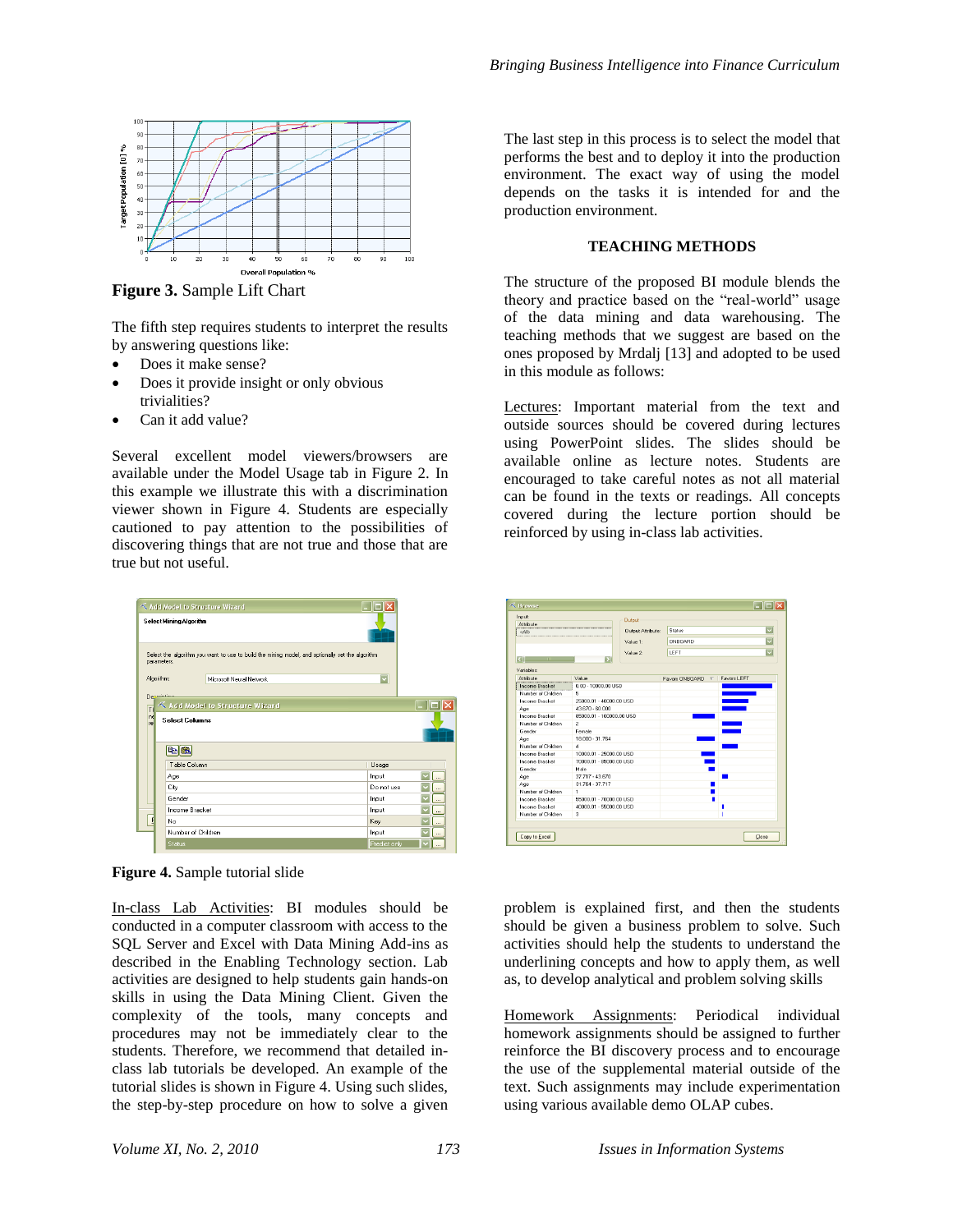**Figure 3.** Sample Lift Chart

The fifth step requires students to interpret the results by answering questions like:

- Does it make sense?
- Does it provide insight or only obvious trivialities?
- Can it add value?

Several excellent model viewers/browsers are available under the Model Usage tab in Figure 2. In this example we illustrate this with a discrimination viewer shown in Figure 4. Students are especially cautioned to pay attention to the possibilities of discovering things that are not true and those that are true but not useful.

The last step in this process is to select the model that performs the best and to deploy it into the production environment. The exact way of using the model depends on the tasks it is intended for and the production environment.

## TEACHING METHODS

The structure of the proposed BI module blends the theory and practice based on the "real-world" usage of the data mining and data warehousing. The teaching methods that we suggest are based on the ones proposed by Mrdalj [13] and adopted to be used in this module as follows:

Lectures: Important material from the text and outside sources should be covered during lectures using PowerPoint slides. The slides should be available online as lecture notes. Students are encouraged to take careful notes as not all material can be found in the texts or readings. All concepts covered during the lecture portion should be reinforced by using in-class lab activities.

**Figure 4.** Sample tutorial slide

In-class Lab Activities: BI modules should be conducted in a computer classroom with access to the SQL Server and Excel with Data Mining Add-ins as described in the Enabling Technology section. Lab activities are designed to help students gain hands-on skills in using the Data Mining Client. Given the complexity of the tools, many concepts and procedures may not be immediately clear to the students. Therefore, we recommend that detailed in-class lab tutorials be developed. An example of the tutorial slides is shown in Figure 4. Using such slides, the step-by-step procedure on how to solve a given problem is explained first, and then the students should be given a business problem to solve. Such activities should help the students to understand the underlining concepts and how to apply them, as well as, to develop analytical and problem solving skills

Homework Assignments: Periodical individual homework assignments should be assigned to further reinforce the BI discovery process and to encourage the use of the supplemental material outside of the text. Such assignments may include experimentation using various available demo OLAP cubes.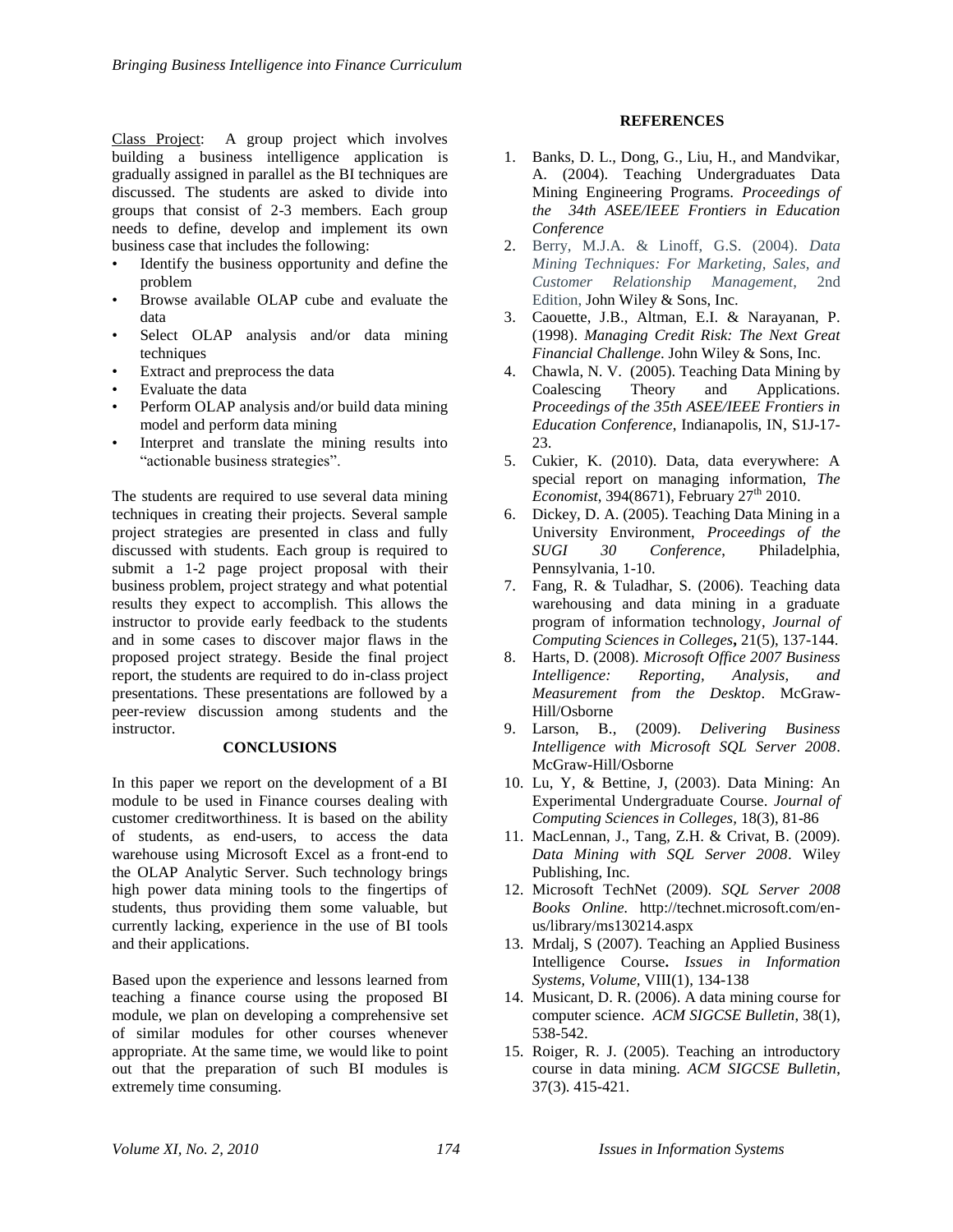Class Project: A group project which involves building a business intelligence application is gradually assigned in parallel as the BI techniques are discussed. The students are asked to divide into groups that consist of 2-3 members. Each group needs to define, develop and implement its own business case that includes the following:

- Identify the business opportunity and define the problem
- Browse available OLAP cube and evaluate the data
- Select OLAP analysis and/or data mining techniques
- Extract and preprocess the data
- Evaluate the data
- Perform OLAP analysis and/or build data mining model and perform data mining
- Interpret and translate the mining results into "actionable business strategies".

The students are required to use several data mining techniques in creating their projects. Several sample project strategies are presented in class and fully discussed with students. Each group is required to submit a 1-2 page project proposal with their business problem, project strategy and what potential results they expect to accomplish. This allows the instructor to provide early feedback to the students and in some cases to discover major flaws in the proposed project strategy. Beside the final project report, the students are required to do in-class project presentations. These presentations are followed by a peer-review discussion among students and the instructor.

## CONCLUSIONS

In this paper we report on the development of a BI module to be used in Finance courses dealing with customer creditworthiness. It is based on the ability of students, as end-users, to access the data warehouse using Microsoft Excel as a front-end to the OLAP Analytic Server. Such technology brings high power data mining tools to the fingertips of students, thus providing them some valuable, but currently lacking, experience in the use of BI tools and their applications.

Based upon the experience and lessons learned from teaching a finance course using the proposed BI module, we plan on developing a comprehensive set of similar modules for other courses whenever appropriate. At the same time, we would like to point out that the preparation of such BI modules is extremely time consuming.

## REFERENCES

1. Banks, D. L., Dong, G., Liu, H., and Mandvikar, A. (2004). Teaching Undergraduates Data Mining Engineering Programs. *Proceedings of the 34th ASEE/IEEE Frontiers in Education Conference*
2. Berry, M.J.A. & Linoff, G.S. (2004). *Data Mining Techniques: For Marketing, Sales, and Customer Relationship Management*, 2nd Edition, John Wiley & Sons, Inc.
3. Caouette, J.B., Altman, E.I. & Narayanan, P. (1998). *Managing Credit Risk: The Next Great Financial Challenge*. John Wiley & Sons, Inc.
4. Chawla, N. V. (2005). Teaching Data Mining by Coalescing Theory and Applications. *Proceedings of the 35th ASEE/IEEE Frontiers in Education Conference*, Indianapolis, IN, S1J-17-23.
5. Cukier, K. (2010). Data, data everywhere: A special report on managing information, *The Economist*, 394(8671), February 27th 2010.
6. Dickey, D. A. (2005). Teaching Data Mining in a University Environment, *Proceedings of the SUGI 30 Conference*, Philadelphia, Pennsylvania, 1-10.
7. Fang, R. & Tuladhar, S. (2006). Teaching data warehousing and data mining in a graduate program of information technology, *Journal of Computing Sciences in Colleges***,** 21(5), 137-144.
8. Harts, D. (2008). *Microsoft Office 2007 Business Intelligence: Reporting, Analysis, and Measurement from the Desktop*. McGraw-Hill/Osborne
9. Larson, B., (2009). *Delivering Business Intelligence with Microsoft SQL Server 2008*. McGraw-Hill/Osborne
10. Lu, Y, & Bettine, J, (2003). Data Mining: An Experimental Undergraduate Course. *Journal of Computing Sciences in Colleges,* 18(3), 81-86
11. MacLennan, J., Tang, Z.H. & Crivat, B. (2009). *Data Mining with SQL Server 2008*. Wiley Publishing, Inc.
12. Microsoft TechNet (2009). *SQL Server 2008 Books Online.* http://technet.microsoft.com/en-us/library/ms130214.aspx
13. Mrdalj, S (2007). Teaching an Applied Business Intelligence Course**.** *Issues in Information Systems, Volume,* VIII(1), 134-138
14. Musicant, D. R. (2006). A data mining course for computer science. *ACM SIGCSE Bulletin*, 38(1), 538-542.
15. Roiger, R. J. (2005). Teaching an introductory course in data mining. *ACM SIGCSE Bulletin*, 37(3). 415-421.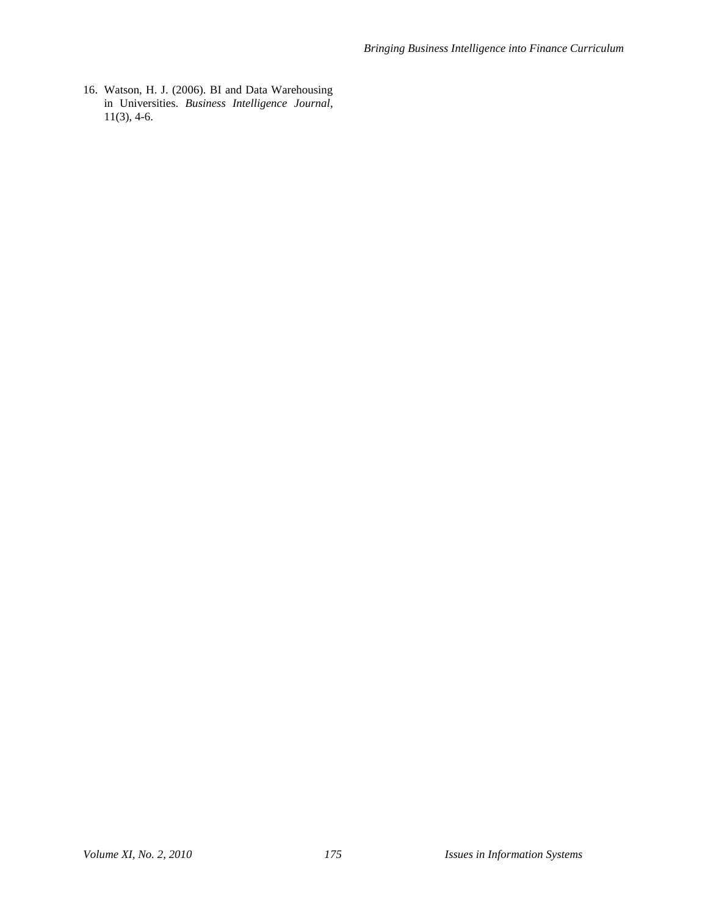16. Watson, H. J. (2006). BI and Data Warehousing in Universities. *Business Intelligence Journal*, 11(3), 4-6.